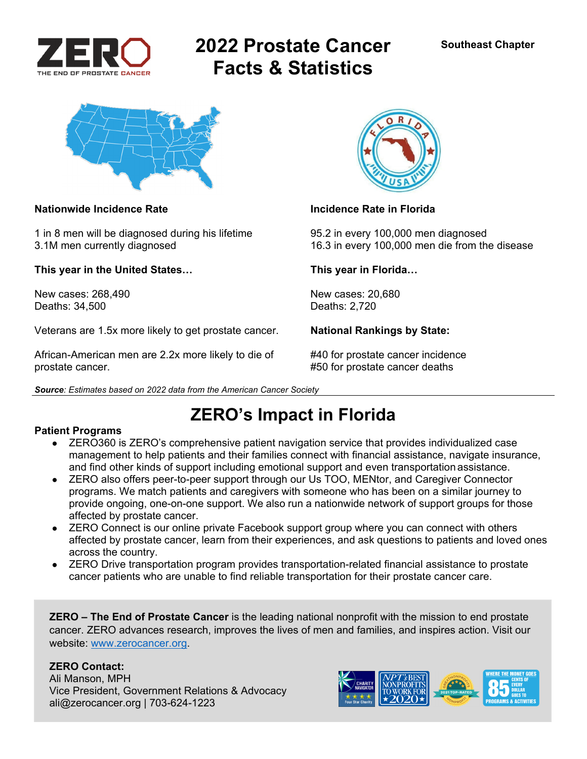ZERO
THE END OF PROSTATE CANCER

# 2022 Prostate Cancer Facts & Statistics

**Southeast Chapter**

**Nationwide Incidence Rate**

1 in 8 men will be diagnosed during his lifetime
3.1M men currently diagnosed

**This year in the United States…**

New cases: 268,490
Deaths: 34,500

Veterans are 1.5x more likely to get prostate cancer.

African-American men are 2.2x more likely to die of prostate cancer.

**Incidence Rate in Florida**

95.2 in every 100,000 men diagnosed
16.3 in every 100,000 men die from the disease

**This year in Florida…**

New cases: 20,680
Deaths: 2,720

**National Rankings by State:**

#40 for prostate cancer incidence
#50 for prostate cancer deaths

***Source****: Estimates based on 2022 data from the American Cancer Society*

## ZERO's Impact in Florida

**Patient Programs**

- ZERO360 is ZERO's comprehensive patient navigation service that provides individualized case management to help patients and their families connect with financial assistance, navigate insurance, and find other kinds of support including emotional support and even transportation assistance.
- ZERO also offers peer-to-peer support through our Us TOO, MENtor, and Caregiver Connector programs. We match patients and caregivers with someone who has been on a similar journey to provide ongoing, one-on-one support. We also run a nationwide network of support groups for those affected by prostate cancer.
- ZERO Connect is our online private Facebook support group where you can connect with others affected by prostate cancer, learn from their experiences, and ask questions to patients and loved ones across the country.
- ZERO Drive transportation program provides transportation-related financial assistance to prostate cancer patients who are unable to find reliable transportation for their prostate cancer care.

**ZERO – The End of Prostate Cancer** is the leading national nonprofit with the mission to end prostate cancer. ZERO advances research, improves the lives of men and families, and inspires action. Visit our website: www.zerocancer.org.

**ZERO Contact:**
Ali Manson, MPH
Vice President, Government Relations & Advocacy
ali@zerocancer.org | 703-624-1223

Charity Navigator Four Star Charity | NPT's Best Nonprofits to Work For 2020 | GreatNonprofits 2021 Top-Rated Nonprofit | Where the money goes: 85 cents of every dollar goes to programs & activities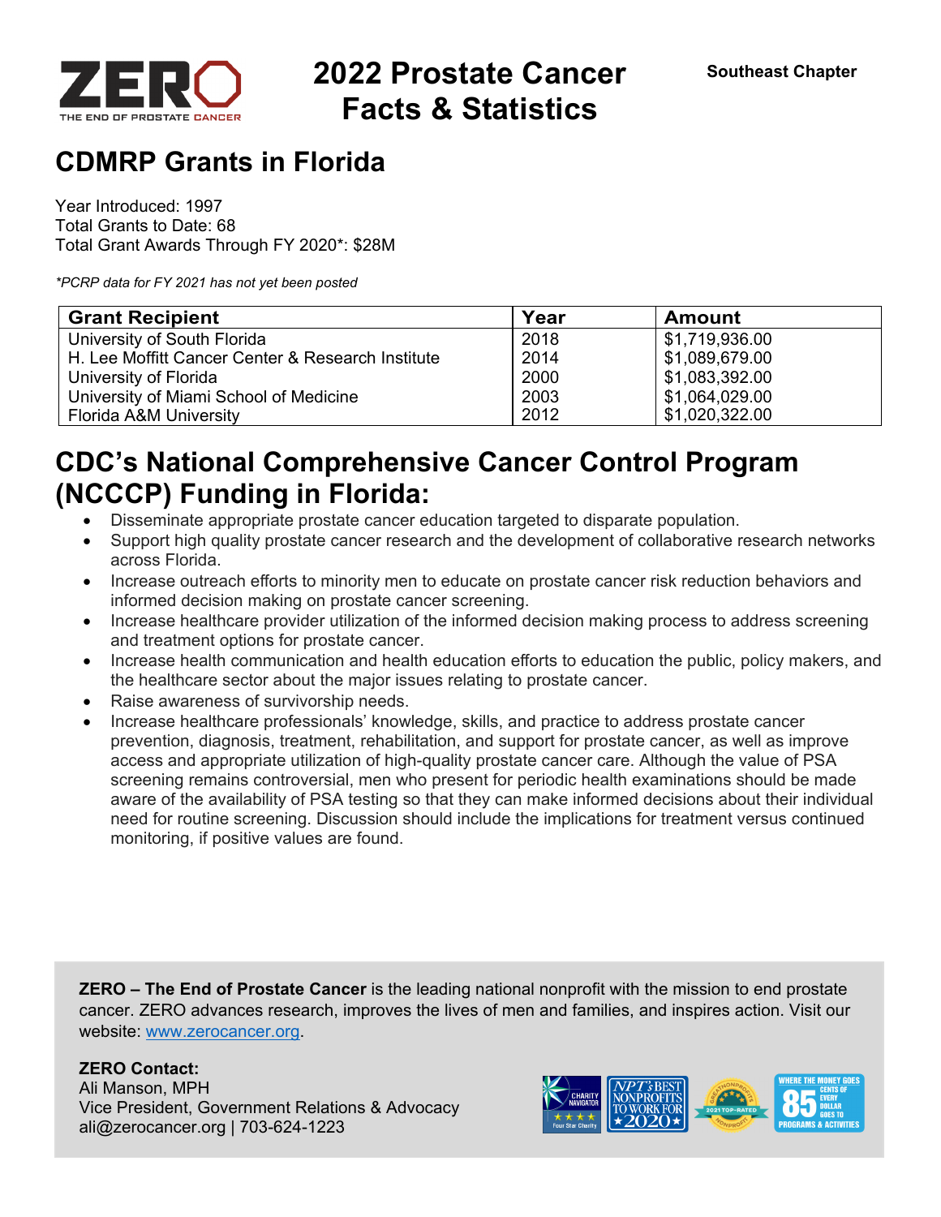# 2022 Prostate Cancer Facts & Statistics

Southeast Chapter

## CDMRP Grants in Florida

Year Introduced: 1997
Total Grants to Date: 68
Total Grant Awards Through FY 2020*: $28M

*\*PCRP data for FY 2021 has not yet been posted*

| Grant Recipient | Year | Amount |
|---|---|---|
| University of South Florida | 2018 | $1,719,936.00 |
| H. Lee Moffitt Cancer Center & Research Institute | 2014 | $1,089,679.00 |
| University of Florida | 2000 | $1,083,392.00 |
| University of Miami School of Medicine | 2003 | $1,064,029.00 |
| Florida A&M University | 2012 | $1,020,322.00 |

## CDC's National Comprehensive Cancer Control Program (NCCCP) Funding in Florida:

- Disseminate appropriate prostate cancer education targeted to disparate population.
- Support high quality prostate cancer research and the development of collaborative research networks across Florida.
- Increase outreach efforts to minority men to educate on prostate cancer risk reduction behaviors and informed decision making on prostate cancer screening.
- Increase healthcare provider utilization of the informed decision making process to address screening and treatment options for prostate cancer.
- Increase health communication and health education efforts to education the public, policy makers, and the healthcare sector about the major issues relating to prostate cancer.
- Raise awareness of survivorship needs.
- Increase healthcare professionals' knowledge, skills, and practice to address prostate cancer prevention, diagnosis, treatment, rehabilitation, and support for prostate cancer, as well as improve access and appropriate utilization of high-quality prostate cancer care. Although the value of PSA screening remains controversial, men who present for periodic health examinations should be made aware of the availability of PSA testing so that they can make informed decisions about their individual need for routine screening. Discussion should include the implications for treatment versus continued monitoring, if positive values are found.

**ZERO – The End of Prostate Cancer** is the leading national nonprofit with the mission to end prostate cancer. ZERO advances research, improves the lives of men and families, and inspires action. Visit our website: [www.zerocancer.org](http://www.zerocancer.org).

**ZERO Contact:**
Ali Manson, MPH
Vice President, Government Relations & Advocacy
ali@zerocancer.org | 703-624-1223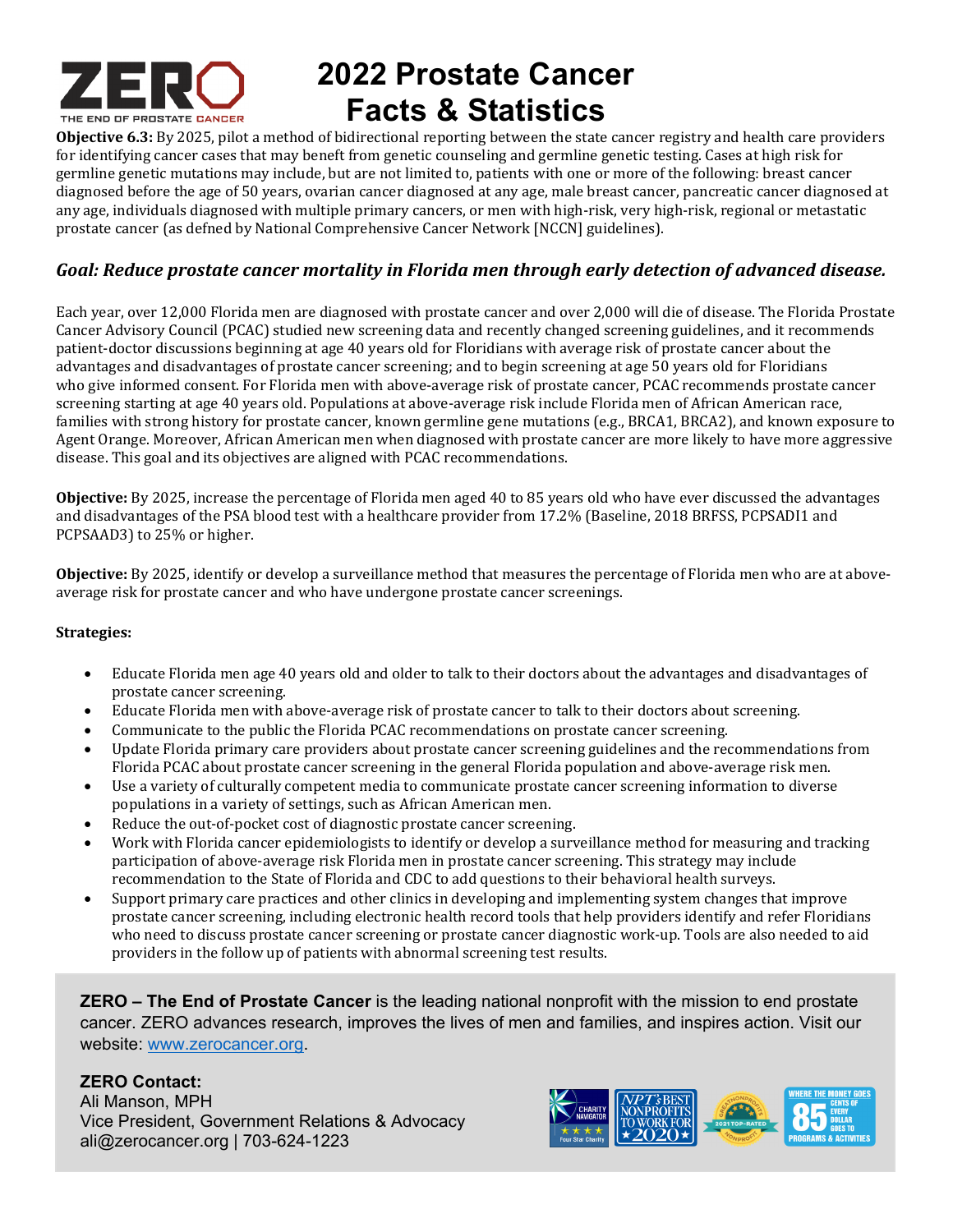# 2022 Prostate Cancer Facts & Statistics

**Objective 6.3:** By 2025, pilot a method of bidirectional reporting between the state cancer registry and health care providers for identifying cancer cases that may benefit from genetic counseling and germline genetic testing. Cases at high risk for germline genetic mutations may include, but are not limited to, patients with one or more of the following: breast cancer diagnosed before the age of 50 years, ovarian cancer diagnosed at any age, male breast cancer, pancreatic cancer diagnosed at any age, individuals diagnosed with multiple primary cancers, or men with high-risk, very high-risk, regional or metastatic prostate cancer (as defned by National Comprehensive Cancer Network [NCCN] guidelines).

## *Goal: Reduce prostate cancer mortality in Florida men through early detection of advanced disease.*

Each year, over 12,000 Florida men are diagnosed with prostate cancer and over 2,000 will die of disease. The Florida Prostate Cancer Advisory Council (PCAC) studied new screening data and recently changed screening guidelines, and it recommends patient-doctor discussions beginning at age 40 years old for Floridians with average risk of prostate cancer about the advantages and disadvantages of prostate cancer screening; and to begin screening at age 50 years old for Floridians who give informed consent. For Florida men with above-average risk of prostate cancer, PCAC recommends prostate cancer screening starting at age 40 years old. Populations at above-average risk include Florida men of African American race, families with strong history for prostate cancer, known germline gene mutations (e.g., BRCA1, BRCA2), and known exposure to Agent Orange. Moreover, African American men when diagnosed with prostate cancer are more likely to have more aggressive disease. This goal and its objectives are aligned with PCAC recommendations.

**Objective:** By 2025, increase the percentage of Florida men aged 40 to 85 years old who have ever discussed the advantages and disadvantages of the PSA blood test with a healthcare provider from 17.2% (Baseline, 2018 BRFSS, PCPSADI1 and PCPSAAD3) to 25% or higher.

**Objective:** By 2025, identify or develop a surveillance method that measures the percentage of Florida men who are at above-average risk for prostate cancer and who have undergone prostate cancer screenings.

**Strategies:**

- Educate Florida men age 40 years old and older to talk to their doctors about the advantages and disadvantages of prostate cancer screening.
- Educate Florida men with above-average risk of prostate cancer to talk to their doctors about screening.
- Communicate to the public the Florida PCAC recommendations on prostate cancer screening.
- Update Florida primary care providers about prostate cancer screening guidelines and the recommendations from Florida PCAC about prostate cancer screening in the general Florida population and above-average risk men.
- Use a variety of culturally competent media to communicate prostate cancer screening information to diverse populations in a variety of settings, such as African American men.
- Reduce the out-of-pocket cost of diagnostic prostate cancer screening.
- Work with Florida cancer epidemiologists to identify or develop a surveillance method for measuring and tracking participation of above-average risk Florida men in prostate cancer screening. This strategy may include recommendation to the State of Florida and CDC to add questions to their behavioral health surveys.
- Support primary care practices and other clinics in developing and implementing system changes that improve prostate cancer screening, including electronic health record tools that help providers identify and refer Floridians who need to discuss prostate cancer screening or prostate cancer diagnostic work-up. Tools are also needed to aid providers in the follow up of patients with abnormal screening test results.

**ZERO – The End of Prostate Cancer** is the leading national nonprofit with the mission to end prostate cancer. ZERO advances research, improves the lives of men and families, and inspires action. Visit our website: www.zerocancer.org.

**ZERO Contact:**
Ali Manson, MPH
Vice President, Government Relations & Advocacy
ali@zerocancer.org | 703-624-1223